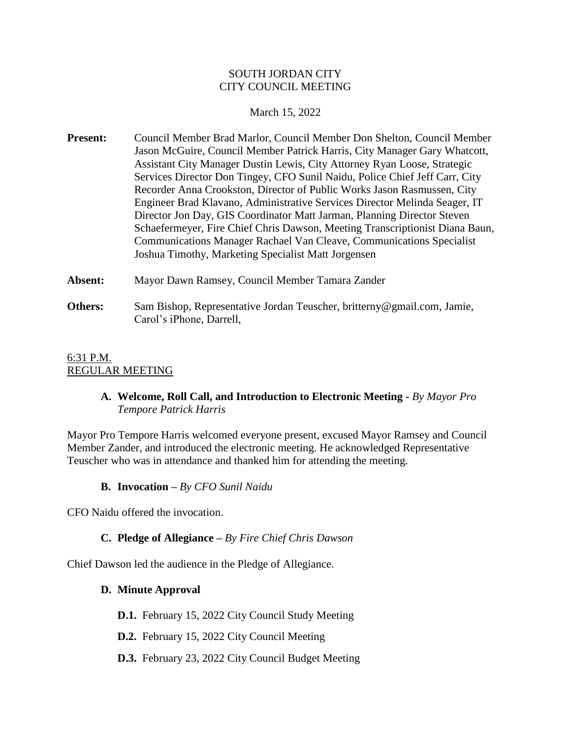SOUTH JORDAN CITY
CITY COUNCIL MEETING

March 15, 2022

**Present:** Council Member Brad Marlor, Council Member Don Shelton, Council Member Jason McGuire, Council Member Patrick Harris, City Manager Gary Whatcott, Assistant City Manager Dustin Lewis, City Attorney Ryan Loose, Strategic Services Director Don Tingey, CFO Sunil Naidu, Police Chief Jeff Carr, City Recorder Anna Crookston, Director of Public Works Jason Rasmussen, City Engineer Brad Klavano, Administrative Services Director Melinda Seager, IT Director Jon Day, GIS Coordinator Matt Jarman, Planning Director Steven Schaefermeyer, Fire Chief Chris Dawson, Meeting Transcriptionist Diana Baun, Communications Manager Rachael Van Cleave, Communications Specialist Joshua Timothy, Marketing Specialist Matt Jorgensen

**Absent:** Mayor Dawn Ramsey, Council Member Tamara Zander

**Others:** Sam Bishop, Representative Jordan Teuscher, britterny@gmail.com, Jamie, Carol's iPhone, Darrell,

6:31 P.M.
REGULAR MEETING

**A. Welcome, Roll Call, and Introduction to Electronic Meeting -** *By Mayor Pro Tempore Patrick Harris*

Mayor Pro Tempore Harris welcomed everyone present, excused Mayor Ramsey and Council Member Zander, and introduced the electronic meeting. He acknowledged Representative Teuscher who was in attendance and thanked him for attending the meeting.

**B. Invocation –** *By CFO Sunil Naidu*

CFO Naidu offered the invocation.

**C. Pledge of Allegiance –** *By Fire Chief Chris Dawson*

Chief Dawson led the audience in the Pledge of Allegiance.

**D. Minute Approval**

**D.1.** February 15, 2022 City Council Study Meeting

**D.2.** February 15, 2022 City Council Meeting

**D.3.** February 23, 2022 City Council Budget Meeting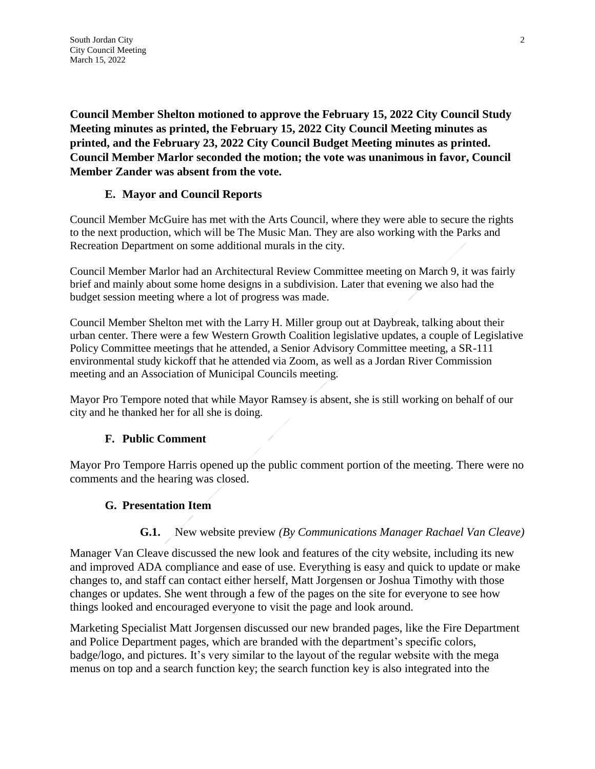**Council Member Shelton motioned to approve the February 15, 2022 City Council Study Meeting minutes as printed, the February 15, 2022 City Council Meeting minutes as printed, and the February 23, 2022 City Council Budget Meeting minutes as printed. Council Member Marlor seconded the motion; the vote was unanimous in favor, Council Member Zander was absent from the vote.**

### E. Mayor and Council Reports

Council Member McGuire has met with the Arts Council, where they were able to secure the rights to the next production, which will be The Music Man. They are also working with the Parks and Recreation Department on some additional murals in the city.

Council Member Marlor had an Architectural Review Committee meeting on March 9, it was fairly brief and mainly about some home designs in a subdivision. Later that evening we also had the budget session meeting where a lot of progress was made.

Council Member Shelton met with the Larry H. Miller group out at Daybreak, talking about their urban center. There were a few Western Growth Coalition legislative updates, a couple of Legislative Policy Committee meetings that he attended, a Senior Advisory Committee meeting, a SR-111 environmental study kickoff that he attended via Zoom, as well as a Jordan River Commission meeting and an Association of Municipal Councils meeting.

Mayor Pro Tempore noted that while Mayor Ramsey is absent, she is still working on behalf of our city and he thanked her for all she is doing.

### F. Public Comment

Mayor Pro Tempore Harris opened up the public comment portion of the meeting. There were no comments and the hearing was closed.

### G. Presentation Item

**G.1.** New website preview *(By Communications Manager Rachael Van Cleave)*

Manager Van Cleave discussed the new look and features of the city website, including its new and improved ADA compliance and ease of use. Everything is easy and quick to update or make changes to, and staff can contact either herself, Matt Jorgensen or Joshua Timothy with those changes or updates. She went through a few of the pages on the site for everyone to see how things looked and encouraged everyone to visit the page and look around.

Marketing Specialist Matt Jorgensen discussed our new branded pages, like the Fire Department and Police Department pages, which are branded with the department's specific colors, badge/logo, and pictures. It's very similar to the layout of the regular website with the mega menus on top and a search function key; the search function key is also integrated into the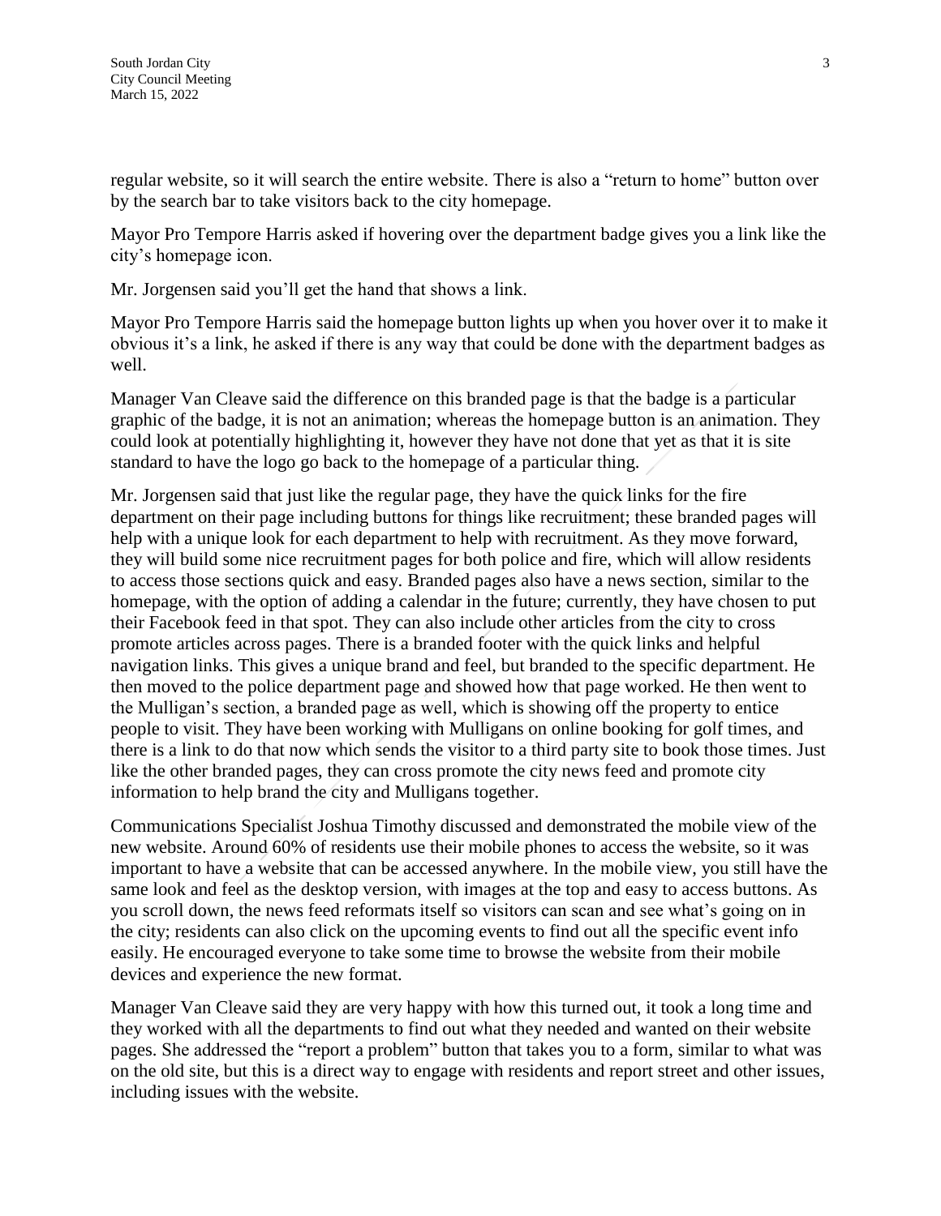regular website, so it will search the entire website. There is also a "return to home" button over by the search bar to take visitors back to the city homepage.

Mayor Pro Tempore Harris asked if hovering over the department badge gives you a link like the city's homepage icon.

Mr. Jorgensen said you'll get the hand that shows a link.

Mayor Pro Tempore Harris said the homepage button lights up when you hover over it to make it obvious it's a link, he asked if there is any way that could be done with the department badges as well.

Manager Van Cleave said the difference on this branded page is that the badge is a particular graphic of the badge, it is not an animation; whereas the homepage button is an animation. They could look at potentially highlighting it, however they have not done that yet as that it is site standard to have the logo go back to the homepage of a particular thing.

Mr. Jorgensen said that just like the regular page, they have the quick links for the fire department on their page including buttons for things like recruitment; these branded pages will help with a unique look for each department to help with recruitment. As they move forward, they will build some nice recruitment pages for both police and fire, which will allow residents to access those sections quick and easy. Branded pages also have a news section, similar to the homepage, with the option of adding a calendar in the future; currently, they have chosen to put their Facebook feed in that spot. They can also include other articles from the city to cross promote articles across pages. There is a branded footer with the quick links and helpful navigation links. This gives a unique brand and feel, but branded to the specific department. He then moved to the police department page and showed how that page worked. He then went to the Mulligan's section, a branded page as well, which is showing off the property to entice people to visit. They have been working with Mulligans on online booking for golf times, and there is a link to do that now which sends the visitor to a third party site to book those times. Just like the other branded pages, they can cross promote the city news feed and promote city information to help brand the city and Mulligans together.

Communications Specialist Joshua Timothy discussed and demonstrated the mobile view of the new website. Around 60% of residents use their mobile phones to access the website, so it was important to have a website that can be accessed anywhere. In the mobile view, you still have the same look and feel as the desktop version, with images at the top and easy to access buttons. As you scroll down, the news feed reformats itself so visitors can scan and see what's going on in the city; residents can also click on the upcoming events to find out all the specific event info easily. He encouraged everyone to take some time to browse the website from their mobile devices and experience the new format.

Manager Van Cleave said they are very happy with how this turned out, it took a long time and they worked with all the departments to find out what they needed and wanted on their website pages. She addressed the "report a problem" button that takes you to a form, similar to what was on the old site, but this is a direct way to engage with residents and report street and other issues, including issues with the website.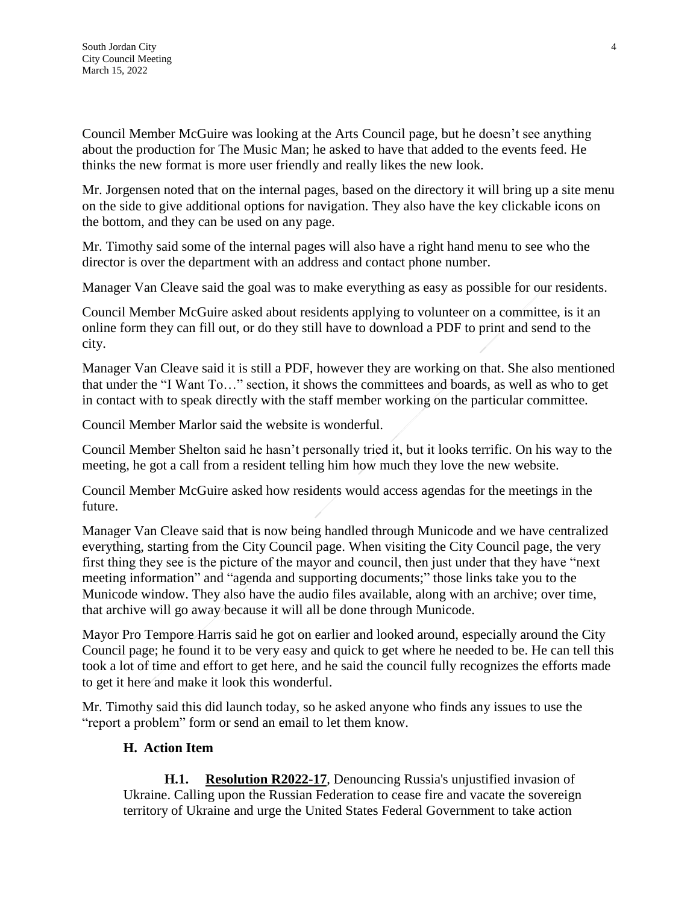Council Member McGuire was looking at the Arts Council page, but he doesn't see anything about the production for The Music Man; he asked to have that added to the events feed. He thinks the new format is more user friendly and really likes the new look.

Mr. Jorgensen noted that on the internal pages, based on the directory it will bring up a site menu on the side to give additional options for navigation. They also have the key clickable icons on the bottom, and they can be used on any page.

Mr. Timothy said some of the internal pages will also have a right hand menu to see who the director is over the department with an address and contact phone number.

Manager Van Cleave said the goal was to make everything as easy as possible for our residents.

Council Member McGuire asked about residents applying to volunteer on a committee, is it an online form they can fill out, or do they still have to download a PDF to print and send to the city.

Manager Van Cleave said it is still a PDF, however they are working on that. She also mentioned that under the "I Want To…" section, it shows the committees and boards, as well as who to get in contact with to speak directly with the staff member working on the particular committee.

Council Member Marlor said the website is wonderful.

Council Member Shelton said he hasn't personally tried it, but it looks terrific. On his way to the meeting, he got a call from a resident telling him how much they love the new website.

Council Member McGuire asked how residents would access agendas for the meetings in the future.

Manager Van Cleave said that is now being handled through Municode and we have centralized everything, starting from the City Council page. When visiting the City Council page, the very first thing they see is the picture of the mayor and council, then just under that they have "next meeting information" and "agenda and supporting documents;" those links take you to the Municode window. They also have the audio files available, along with an archive; over time, that archive will go away because it will all be done through Municode.

Mayor Pro Tempore Harris said he got on earlier and looked around, especially around the City Council page; he found it to be very easy and quick to get where he needed to be. He can tell this took a lot of time and effort to get here, and he said the council fully recognizes the efforts made to get it here and make it look this wonderful.

Mr. Timothy said this did launch today, so he asked anyone who finds any issues to use the "report a problem" form or send an email to let them know.

## H. Action Item

**H.1.** **Resolution R2022-17**, Denouncing Russia's unjustified invasion of Ukraine. Calling upon the Russian Federation to cease fire and vacate the sovereign territory of Ukraine and urge the United States Federal Government to take action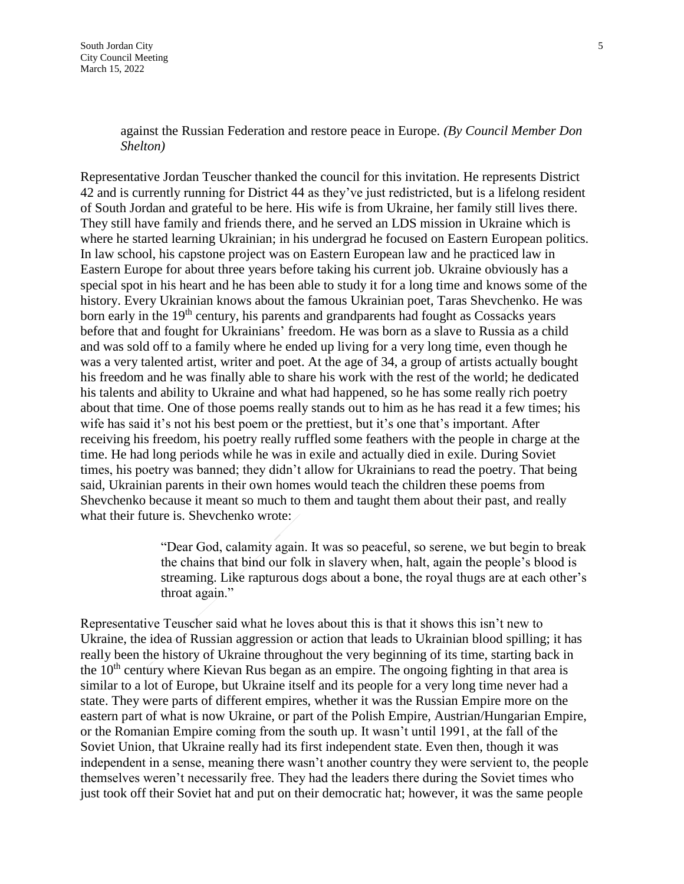against the Russian Federation and restore peace in Europe. *(By Council Member Don Shelton)*

Representative Jordan Teuscher thanked the council for this invitation. He represents District 42 and is currently running for District 44 as they've just redistricted, but is a lifelong resident of South Jordan and grateful to be here. His wife is from Ukraine, her family still lives there. They still have family and friends there, and he served an LDS mission in Ukraine which is where he started learning Ukrainian; in his undergrad he focused on Eastern European politics. In law school, his capstone project was on Eastern European law and he practiced law in Eastern Europe for about three years before taking his current job. Ukraine obviously has a special spot in his heart and he has been able to study it for a long time and knows some of the history. Every Ukrainian knows about the famous Ukrainian poet, Taras Shevchenko. He was born early in the 19th century, his parents and grandparents had fought as Cossacks years before that and fought for Ukrainians' freedom. He was born as a slave to Russia as a child and was sold off to a family where he ended up living for a very long time, even though he was a very talented artist, writer and poet. At the age of 34, a group of artists actually bought his freedom and he was finally able to share his work with the rest of the world; he dedicated his talents and ability to Ukraine and what had happened, so he has some really rich poetry about that time. One of those poems really stands out to him as he has read it a few times; his wife has said it's not his best poem or the prettiest, but it's one that's important. After receiving his freedom, his poetry really ruffled some feathers with the people in charge at the time. He had long periods while he was in exile and actually died in exile. During Soviet times, his poetry was banned; they didn't allow for Ukrainians to read the poetry. That being said, Ukrainian parents in their own homes would teach the children these poems from Shevchenko because it meant so much to them and taught them about their past, and really what their future is. Shevchenko wrote:

> "Dear God, calamity again. It was so peaceful, so serene, we but begin to break the chains that bind our folk in slavery when, halt, again the people's blood is streaming. Like rapturous dogs about a bone, the royal thugs are at each other's throat again."

Representative Teuscher said what he loves about this is that it shows this isn't new to Ukraine, the idea of Russian aggression or action that leads to Ukrainian blood spilling; it has really been the history of Ukraine throughout the very beginning of its time, starting back in the 10th century where Kievan Rus began as an empire. The ongoing fighting in that area is similar to a lot of Europe, but Ukraine itself and its people for a very long time never had a state. They were parts of different empires, whether it was the Russian Empire more on the eastern part of what is now Ukraine, or part of the Polish Empire, Austrian/Hungarian Empire, or the Romanian Empire coming from the south up. It wasn't until 1991, at the fall of the Soviet Union, that Ukraine really had its first independent state. Even then, though it was independent in a sense, meaning there wasn't another country they were servient to, the people themselves weren't necessarily free. They had the leaders there during the Soviet times who just took off their Soviet hat and put on their democratic hat; however, it was the same people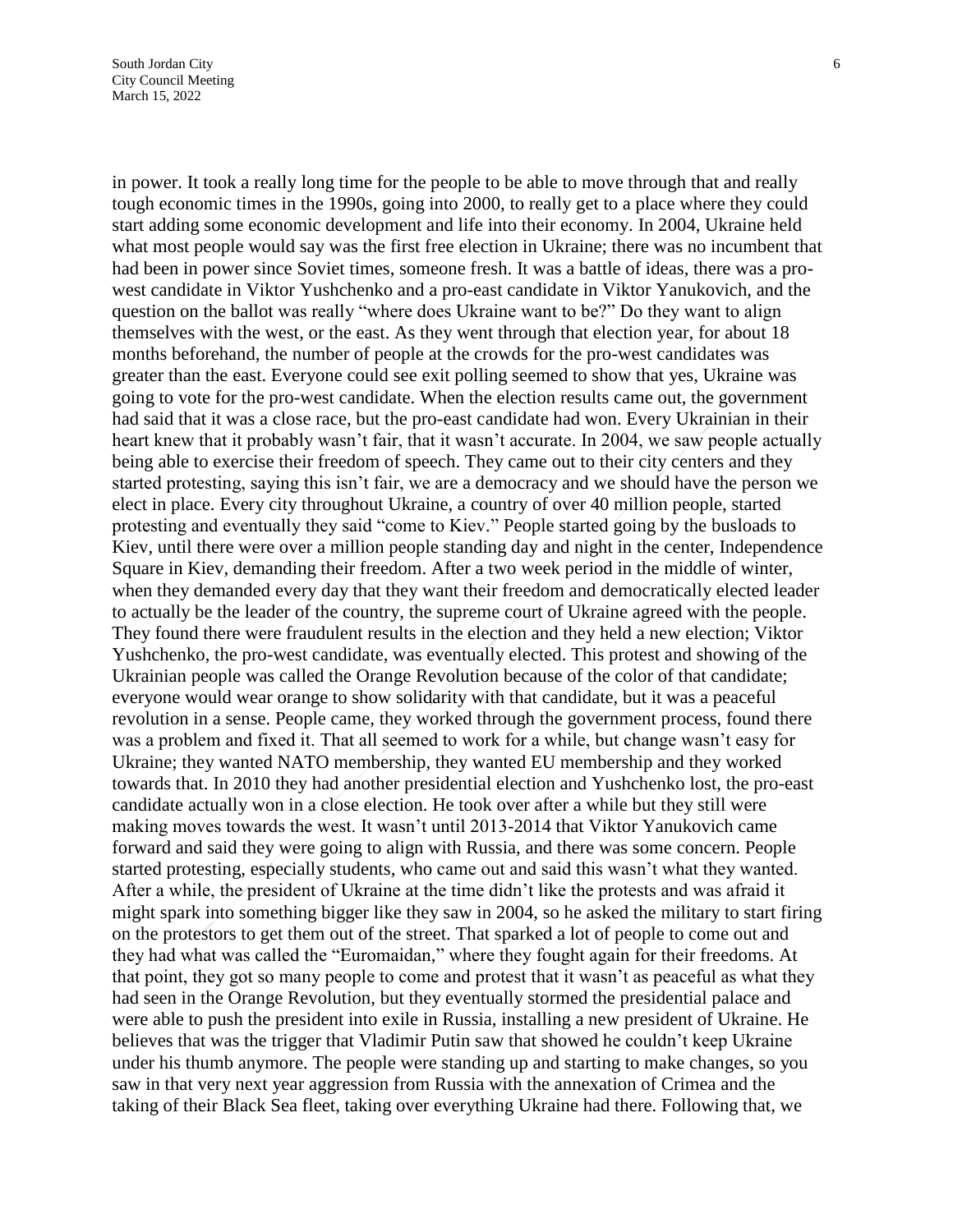in power. It took a really long time for the people to be able to move through that and really tough economic times in the 1990s, going into 2000, to really get to a place where they could start adding some economic development and life into their economy. In 2004, Ukraine held what most people would say was the first free election in Ukraine; there was no incumbent that had been in power since Soviet times, someone fresh. It was a battle of ideas, there was a pro-west candidate in Viktor Yushchenko and a pro-east candidate in Viktor Yanukovich, and the question on the ballot was really "where does Ukraine want to be?" Do they want to align themselves with the west, or the east. As they went through that election year, for about 18 months beforehand, the number of people at the crowds for the pro-west candidates was greater than the east. Everyone could see exit polling seemed to show that yes, Ukraine was going to vote for the pro-west candidate. When the election results came out, the government had said that it was a close race, but the pro-east candidate had won. Every Ukrainian in their heart knew that it probably wasn't fair, that it wasn't accurate. In 2004, we saw people actually being able to exercise their freedom of speech. They came out to their city centers and they started protesting, saying this isn't fair, we are a democracy and we should have the person we elect in place. Every city throughout Ukraine, a country of over 40 million people, started protesting and eventually they said "come to Kiev." People started going by the busloads to Kiev, until there were over a million people standing day and night in the center, Independence Square in Kiev, demanding their freedom. After a two week period in the middle of winter, when they demanded every day that they want their freedom and democratically elected leader to actually be the leader of the country, the supreme court of Ukraine agreed with the people. They found there were fraudulent results in the election and they held a new election; Viktor Yushchenko, the pro-west candidate, was eventually elected. This protest and showing of the Ukrainian people was called the Orange Revolution because of the color of that candidate; everyone would wear orange to show solidarity with that candidate, but it was a peaceful revolution in a sense. People came, they worked through the government process, found there was a problem and fixed it. That all seemed to work for a while, but change wasn't easy for Ukraine; they wanted NATO membership, they wanted EU membership and they worked towards that. In 2010 they had another presidential election and Yushchenko lost, the pro-east candidate actually won in a close election. He took over after a while but they still were making moves towards the west. It wasn't until 2013-2014 that Viktor Yanukovich came forward and said they were going to align with Russia, and there was some concern. People started protesting, especially students, who came out and said this wasn't what they wanted. After a while, the president of Ukraine at the time didn't like the protests and was afraid it might spark into something bigger like they saw in 2004, so he asked the military to start firing on the protestors to get them out of the street. That sparked a lot of people to come out and they had what was called the "Euromaidan," where they fought again for their freedoms. At that point, they got so many people to come and protest that it wasn't as peaceful as what they had seen in the Orange Revolution, but they eventually stormed the presidential palace and were able to push the president into exile in Russia, installing a new president of Ukraine. He believes that was the trigger that Vladimir Putin saw that showed he couldn't keep Ukraine under his thumb anymore. The people were standing up and starting to make changes, so you saw in that very next year aggression from Russia with the annexation of Crimea and the taking of their Black Sea fleet, taking over everything Ukraine had there. Following that, we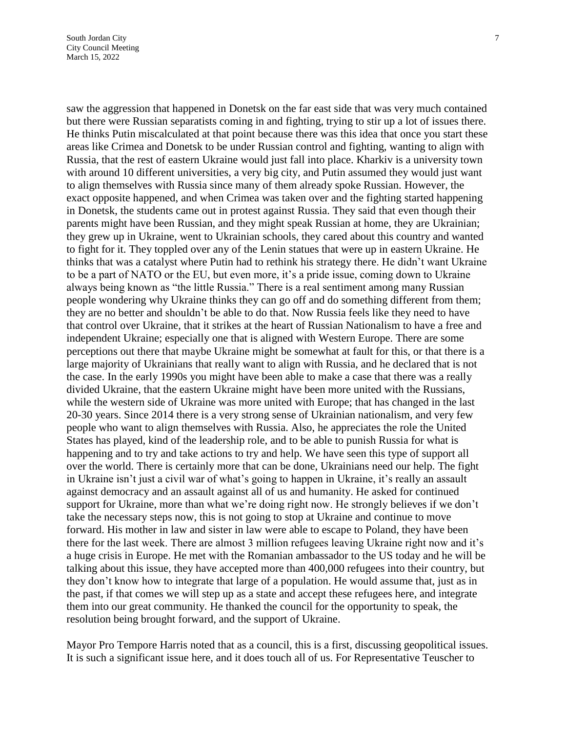saw the aggression that happened in Donetsk on the far east side that was very much contained but there were Russian separatists coming in and fighting, trying to stir up a lot of issues there. He thinks Putin miscalculated at that point because there was this idea that once you start these areas like Crimea and Donetsk to be under Russian control and fighting, wanting to align with Russia, that the rest of eastern Ukraine would just fall into place. Kharkiv is a university town with around 10 different universities, a very big city, and Putin assumed they would just want to align themselves with Russia since many of them already spoke Russian. However, the exact opposite happened, and when Crimea was taken over and the fighting started happening in Donetsk, the students came out in protest against Russia. They said that even though their parents might have been Russian, and they might speak Russian at home, they are Ukrainian; they grew up in Ukraine, went to Ukrainian schools, they cared about this country and wanted to fight for it. They toppled over any of the Lenin statues that were up in eastern Ukraine. He thinks that was a catalyst where Putin had to rethink his strategy there. He didn't want Ukraine to be a part of NATO or the EU, but even more, it's a pride issue, coming down to Ukraine always being known as "the little Russia." There is a real sentiment among many Russian people wondering why Ukraine thinks they can go off and do something different from them; they are no better and shouldn't be able to do that. Now Russia feels like they need to have that control over Ukraine, that it strikes at the heart of Russian Nationalism to have a free and independent Ukraine; especially one that is aligned with Western Europe. There are some perceptions out there that maybe Ukraine might be somewhat at fault for this, or that there is a large majority of Ukrainians that really want to align with Russia, and he declared that is not the case. In the early 1990s you might have been able to make a case that there was a really divided Ukraine, that the eastern Ukraine might have been more united with the Russians, while the western side of Ukraine was more united with Europe; that has changed in the last 20-30 years. Since 2014 there is a very strong sense of Ukrainian nationalism, and very few people who want to align themselves with Russia. Also, he appreciates the role the United States has played, kind of the leadership role, and to be able to punish Russia for what is happening and to try and take actions to try and help. We have seen this type of support all over the world. There is certainly more that can be done, Ukrainians need our help. The fight in Ukraine isn't just a civil war of what's going to happen in Ukraine, it's really an assault against democracy and an assault against all of us and humanity. He asked for continued support for Ukraine, more than what we're doing right now. He strongly believes if we don't take the necessary steps now, this is not going to stop at Ukraine and continue to move forward. His mother in law and sister in law were able to escape to Poland, they have been there for the last week. There are almost 3 million refugees leaving Ukraine right now and it's a huge crisis in Europe. He met with the Romanian ambassador to the US today and he will be talking about this issue, they have accepted more than 400,000 refugees into their country, but they don't know how to integrate that large of a population. He would assume that, just as in the past, if that comes we will step up as a state and accept these refugees here, and integrate them into our great community. He thanked the council for the opportunity to speak, the resolution being brought forward, and the support of Ukraine.

Mayor Pro Tempore Harris noted that as a council, this is a first, discussing geopolitical issues. It is such a significant issue here, and it does touch all of us. For Representative Teuscher to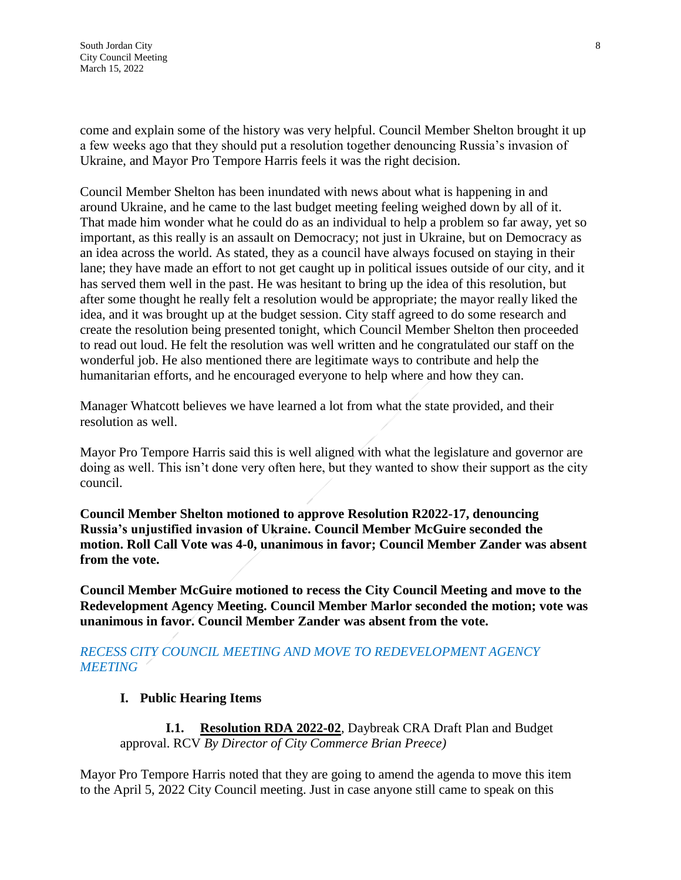come and explain some of the history was very helpful. Council Member Shelton brought it up a few weeks ago that they should put a resolution together denouncing Russia's invasion of Ukraine, and Mayor Pro Tempore Harris feels it was the right decision.

Council Member Shelton has been inundated with news about what is happening in and around Ukraine, and he came to the last budget meeting feeling weighed down by all of it. That made him wonder what he could do as an individual to help a problem so far away, yet so important, as this really is an assault on Democracy; not just in Ukraine, but on Democracy as an idea across the world. As stated, they as a council have always focused on staying in their lane; they have made an effort to not get caught up in political issues outside of our city, and it has served them well in the past. He was hesitant to bring up the idea of this resolution, but after some thought he really felt a resolution would be appropriate; the mayor really liked the idea, and it was brought up at the budget session. City staff agreed to do some research and create the resolution being presented tonight, which Council Member Shelton then proceeded to read out loud. He felt the resolution was well written and he congratulated our staff on the wonderful job. He also mentioned there are legitimate ways to contribute and help the humanitarian efforts, and he encouraged everyone to help where and how they can.

Manager Whatcott believes we have learned a lot from what the state provided, and their resolution as well.

Mayor Pro Tempore Harris said this is well aligned with what the legislature and governor are doing as well. This isn't done very often here, but they wanted to show their support as the city council.

**Council Member Shelton motioned to approve Resolution R2022-17, denouncing Russia's unjustified invasion of Ukraine. Council Member McGuire seconded the motion. Roll Call Vote was 4-0, unanimous in favor; Council Member Zander was absent from the vote.**

**Council Member McGuire motioned to recess the City Council Meeting and move to the Redevelopment Agency Meeting. Council Member Marlor seconded the motion; vote was unanimous in favor. Council Member Zander was absent from the vote.**

*RECESS CITY COUNCIL MEETING AND MOVE TO REDEVELOPMENT AGENCY MEETING*

**I. Public Hearing Items**

**I.1. Resolution RDA 2022-02**, Daybreak CRA Draft Plan and Budget approval. RCV *By Director of City Commerce Brian Preece)*

Mayor Pro Tempore Harris noted that they are going to amend the agenda to move this item to the April 5, 2022 City Council meeting. Just in case anyone still came to speak on this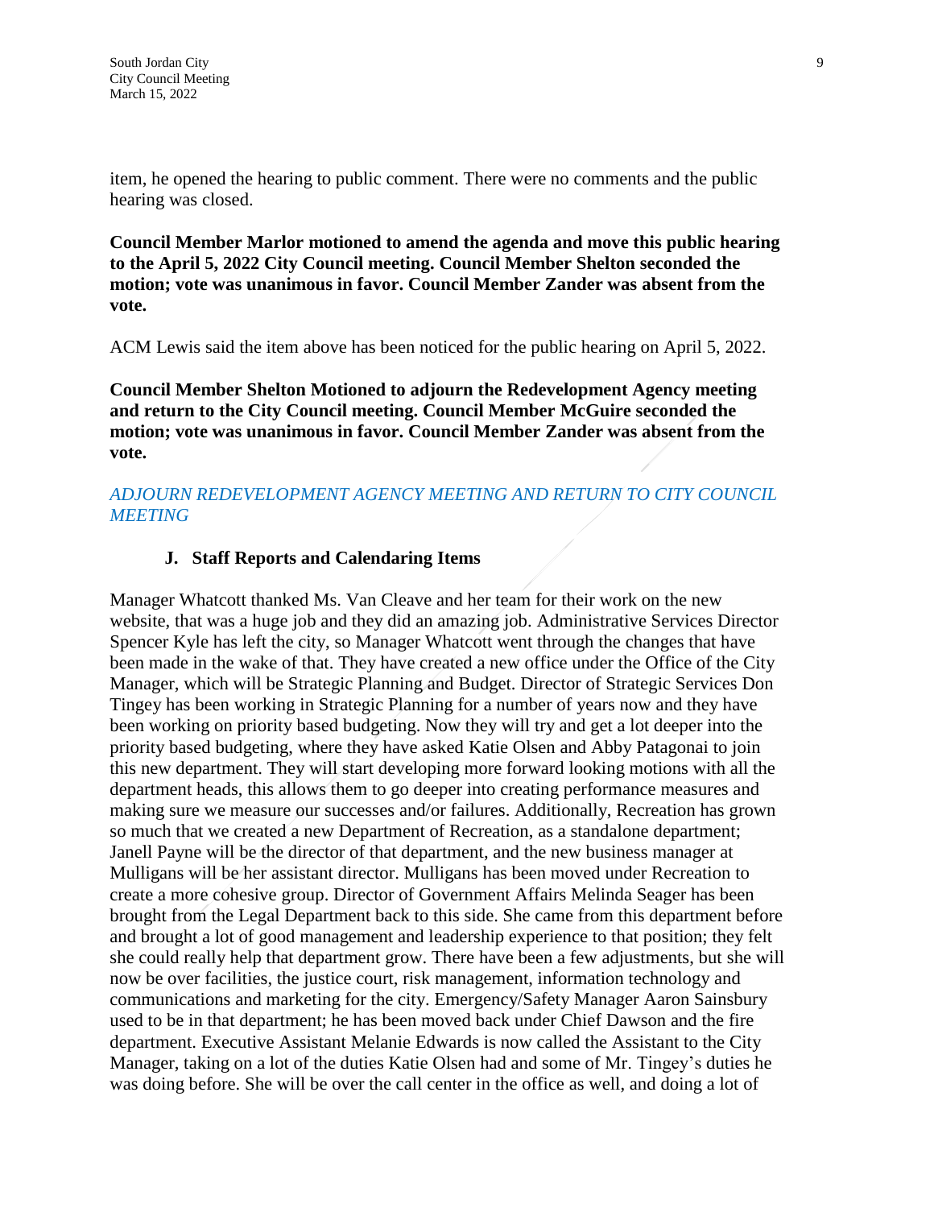item, he opened the hearing to public comment. There were no comments and the public hearing was closed.

**Council Member Marlor motioned to amend the agenda and move this public hearing to the April 5, 2022 City Council meeting. Council Member Shelton seconded the motion; vote was unanimous in favor. Council Member Zander was absent from the vote.**

ACM Lewis said the item above has been noticed for the public hearing on April 5, 2022.

**Council Member Shelton Motioned to adjourn the Redevelopment Agency meeting and return to the City Council meeting. Council Member McGuire seconded the motion; vote was unanimous in favor. Council Member Zander was absent from the vote.**

*ADJOURN REDEVELOPMENT AGENCY MEETING AND RETURN TO CITY COUNCIL MEETING*

### J. Staff Reports and Calendaring Items

Manager Whatcott thanked Ms. Van Cleave and her team for their work on the new website, that was a huge job and they did an amazing job. Administrative Services Director Spencer Kyle has left the city, so Manager Whatcott went through the changes that have been made in the wake of that. They have created a new office under the Office of the City Manager, which will be Strategic Planning and Budget. Director of Strategic Services Don Tingey has been working in Strategic Planning for a number of years now and they have been working on priority based budgeting. Now they will try and get a lot deeper into the priority based budgeting, where they have asked Katie Olsen and Abby Patagonai to join this new department. They will start developing more forward looking motions with all the department heads, this allows them to go deeper into creating performance measures and making sure we measure our successes and/or failures. Additionally, Recreation has grown so much that we created a new Department of Recreation, as a standalone department; Janell Payne will be the director of that department, and the new business manager at Mulligans will be her assistant director. Mulligans has been moved under Recreation to create a more cohesive group. Director of Government Affairs Melinda Seager has been brought from the Legal Department back to this side. She came from this department before and brought a lot of good management and leadership experience to that position; they felt she could really help that department grow. There have been a few adjustments, but she will now be over facilities, the justice court, risk management, information technology and communications and marketing for the city. Emergency/Safety Manager Aaron Sainsbury used to be in that department; he has been moved back under Chief Dawson and the fire department. Executive Assistant Melanie Edwards is now called the Assistant to the City Manager, taking on a lot of the duties Katie Olsen had and some of Mr. Tingey's duties he was doing before. She will be over the call center in the office as well, and doing a lot of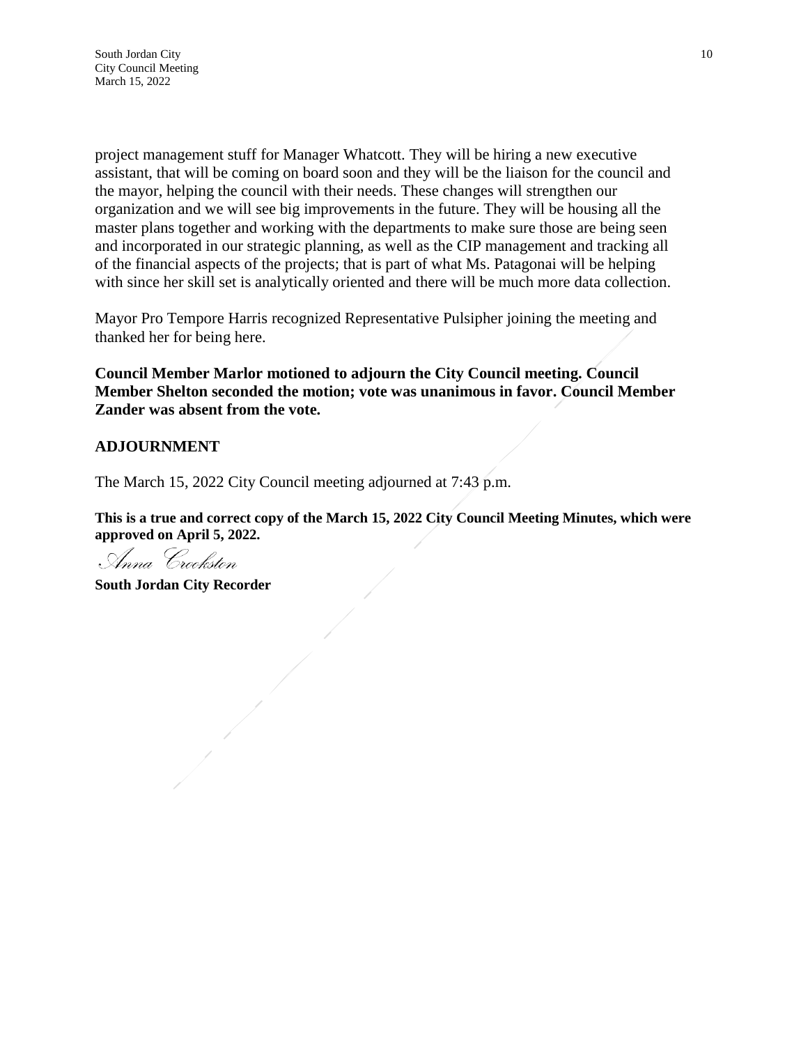project management stuff for Manager Whatcott. They will be hiring a new executive assistant, that will be coming on board soon and they will be the liaison for the council and the mayor, helping the council with their needs. These changes will strengthen our organization and we will see big improvements in the future. They will be housing all the master plans together and working with the departments to make sure those are being seen and incorporated in our strategic planning, as well as the CIP management and tracking all of the financial aspects of the projects; that is part of what Ms. Patagonai will be helping with since her skill set is analytically oriented and there will be much more data collection.

Mayor Pro Tempore Harris recognized Representative Pulsipher joining the meeting and thanked her for being here.

**Council Member Marlor motioned to adjourn the City Council meeting. Council Member Shelton seconded the motion; vote was unanimous in favor. Council Member Zander was absent from the vote.**

## ADJOURNMENT

The March 15, 2022 City Council meeting adjourned at 7:43 p.m.

**This is a true and correct copy of the March 15, 2022 City Council Meeting Minutes, which were approved on April 5, 2022.**

Anna Crookston

**South Jordan City Recorder**